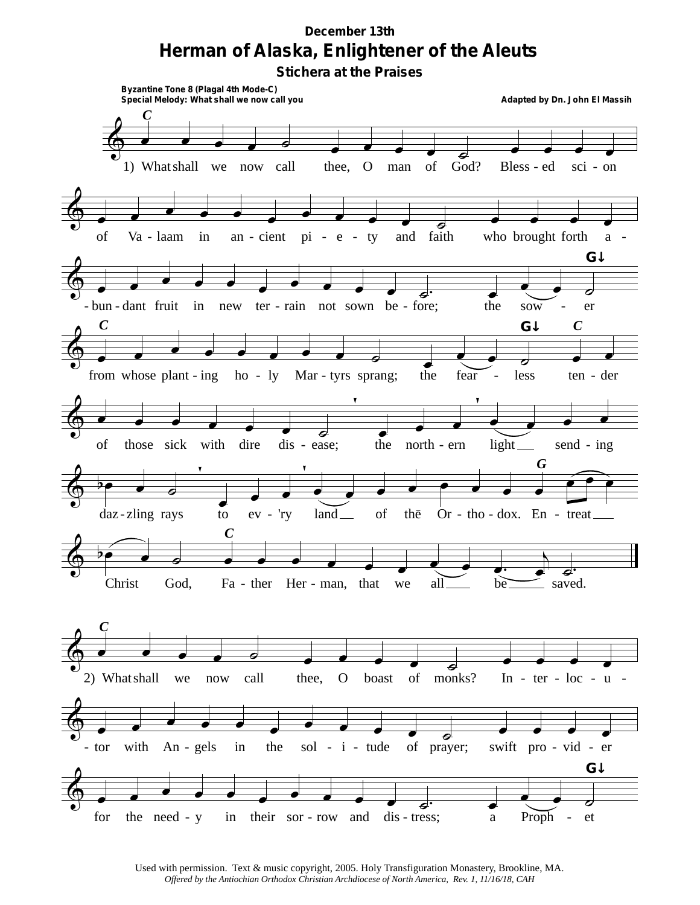December 13th

# Herman of Alaska, Enlightener of the Aleuts

## Stichera at the Praises

**Byzantine Tone 8 (Plagal 4th Mode-C)**
**Special Melody: What shall we now call you**

**Adapted by Dn. John El Massih**

1) What shall we now call thee, O man of God? Blessed scion of Valaam in ancient piety and faith who brought forth abundant fruit in new terrain not sown before; the sower from whose planting holy Martyrs sprang; the fearless tender of those sick with dire disease; the northern light sending dazzling rays to ev'ry land of thē Orthodox. Entreat Christ God, Father Herman, that we all be saved.

2) What shall we now call thee, O boast of monks? Interlocutor with Angels in the solitude of prayer; swift provider for the needy in their sorrow and distress; a Prophet

Used with permission. Text & music copyright, 2005. Holy Transfiguration Monastery, Brookline, MA.
*Offered by the Antiochian Orthodox Christian Archdiocese of North America, Rev. 1, 11/16/18, CAH*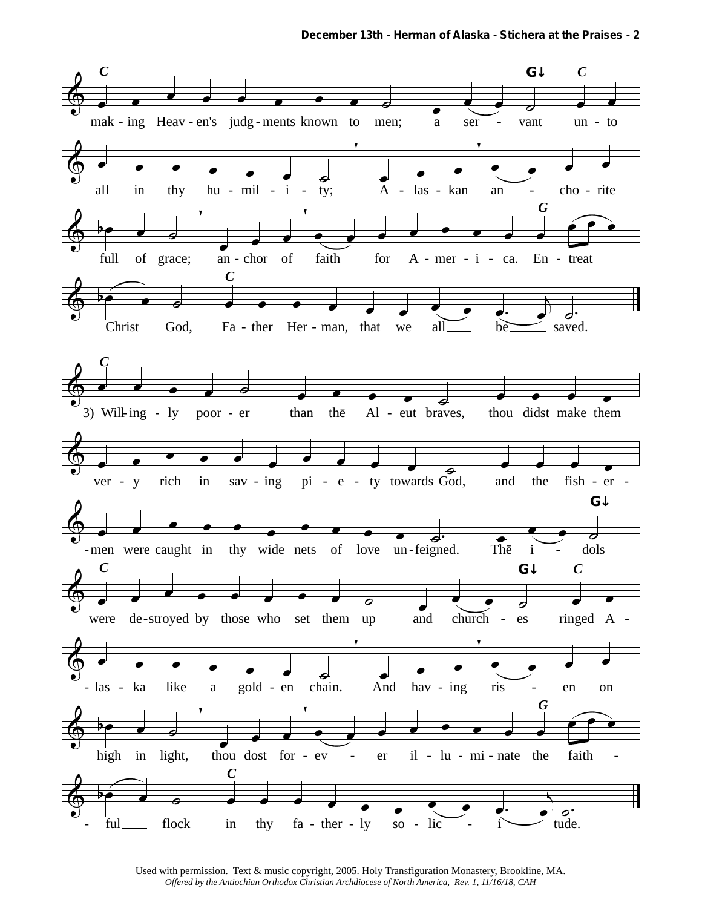making Heaven's judgments known to men; a servant unto all in thy humility; A - las - kan anchorite full of grace; anchor of faith for America. Entreat Christ God, Father Herman, that we all be saved.

3) Willingly poorer than thē Aleut braves, thou didst make them very rich in saving piety towards God, and the fishermen were caught in thy wide nets of love unfeigned. Thē idols were destroyed by those who set them up and churches ringed Alaska like a golden chain. And having risen on high in light, thou dost forever illuminate the faithful flock in thy fatherly solicitude.

Used with permission. Text & music copyright, 2005. Holy Transfiguration Monastery, Brookline, MA.

*Offered by the Antiochian Orthodox Christian Archdiocese of North America, Rev. 1, 11/16/18, CAH*